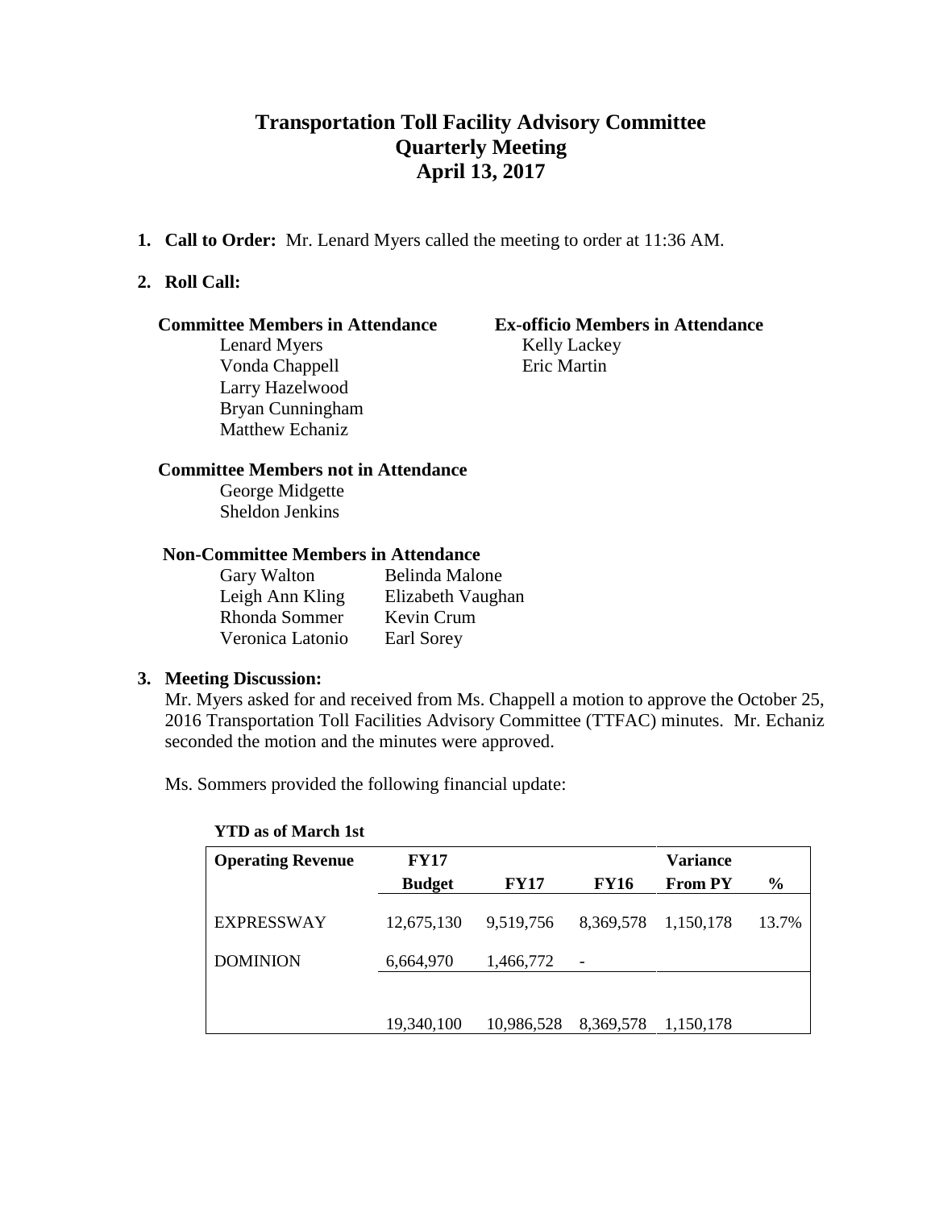# Transportation Toll Facility Advisory Committee
## Quarterly Meeting
## April 13, 2017

1. **Call to Order:** Mr. Lenard Myers called the meeting to order at 11:36 AM.

2. **Roll Call:**

**Committee Members in Attendance**

Lenard Myers
Vonda Chappell
Larry Hazelwood
Bryan Cunningham
Matthew Echaniz

**Ex-officio Members in Attendance**

Kelly Lackey
Eric Martin

**Committee Members not in Attendance**

George Midgette
Sheldon Jenkins

**Non-Committee Members in Attendance**

Gary Walton
Leigh Ann Kling
Rhonda Sommer
Veronica Latonio
Belinda Malone
Elizabeth Vaughan
Kevin Crum
Earl Sorey

3. **Meeting Discussion:**

Mr. Myers asked for and received from Ms. Chappell a motion to approve the October 25, 2016 Transportation Toll Facilities Advisory Committee (TTFAC) minutes. Mr. Echaniz seconded the motion and the minutes were approved.

Ms. Sommers provided the following financial update:

**YTD as of March 1st**

| Operating Revenue | FY17 Budget | FY17 | FY16 | Variance From PY | % |
|---|---|---|---|---|---|
| EXPRESSWAY | 12,675,130 | 9,519,756 | 8,369,578 | 1,150,178 | 13.7% |
| DOMINION | 6,664,970 | 1,466,772 | - | | |
| | 19,340,100 | 10,986,528 | 8,369,578 | 1,150,178 | |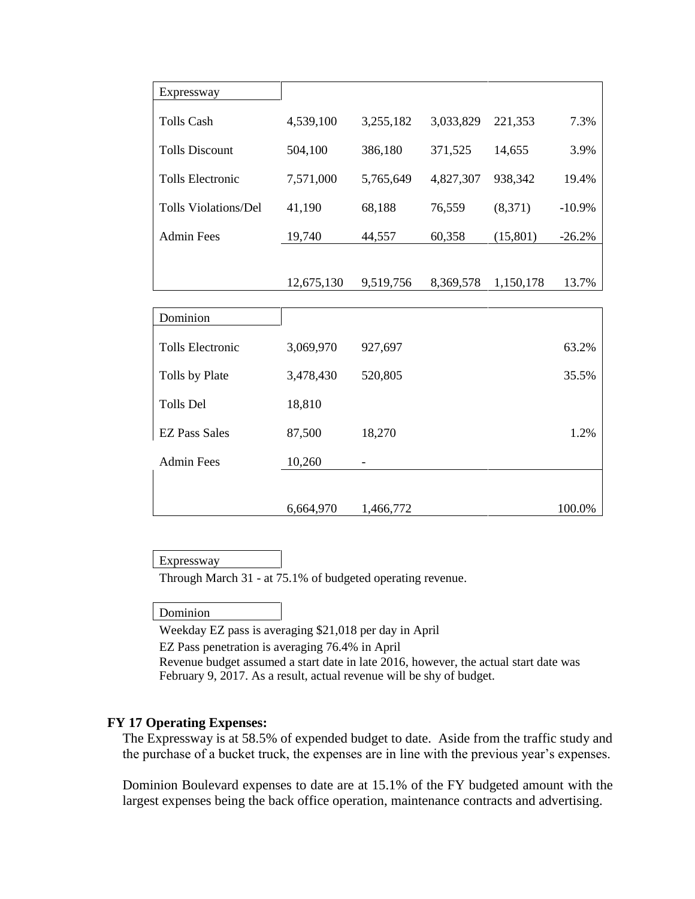| Expressway | | | | | |
|---|---|---|---|---|---|
| Tolls Cash | 4,539,100 | 3,255,182 | 3,033,829 | 221,353 | 7.3% |
| Tolls Discount | 504,100 | 386,180 | 371,525 | 14,655 | 3.9% |
| Tolls Electronic | 7,571,000 | 5,765,649 | 4,827,307 | 938,342 | 19.4% |
| Tolls Violations/Del | 41,190 | 68,188 | 76,559 | (8,371) | -10.9% |
| Admin Fees | 19,740 | 44,557 | 60,358 | (15,801) | -26.2% |
| | 12,675,130 | 9,519,756 | 8,369,578 | 1,150,178 | 13.7% |

| Dominion | | | | | |
|---|---|---|---|---|---|
| Tolls Electronic | 3,069,970 | 927,697 | | | 63.2% |
| Tolls by Plate | 3,478,430 | 520,805 | | | 35.5% |
| Tolls Del | 18,810 | | | | |
| EZ Pass Sales | 87,500 | 18,270 | | | 1.2% |
| Admin Fees | 10,260 | - | | | |
| | 6,664,970 | 1,466,772 | | | 100.0% |

**Expressway**

Through March 31 - at 75.1% of budgeted operating revenue.

**Dominion**

Weekday EZ pass is averaging $21,018 per day in April

EZ Pass penetration is averaging 76.4% in April

Revenue budget assumed a start date in late 2016, however, the actual start date was February 9, 2017. As a result, actual revenue will be shy of budget.

**FY 17 Operating Expenses:**

The Expressway is at 58.5% of expended budget to date. Aside from the traffic study and the purchase of a bucket truck, the expenses are in line with the previous year's expenses.

Dominion Boulevard expenses to date are at 15.1% of the FY budgeted amount with the largest expenses being the back office operation, maintenance contracts and advertising.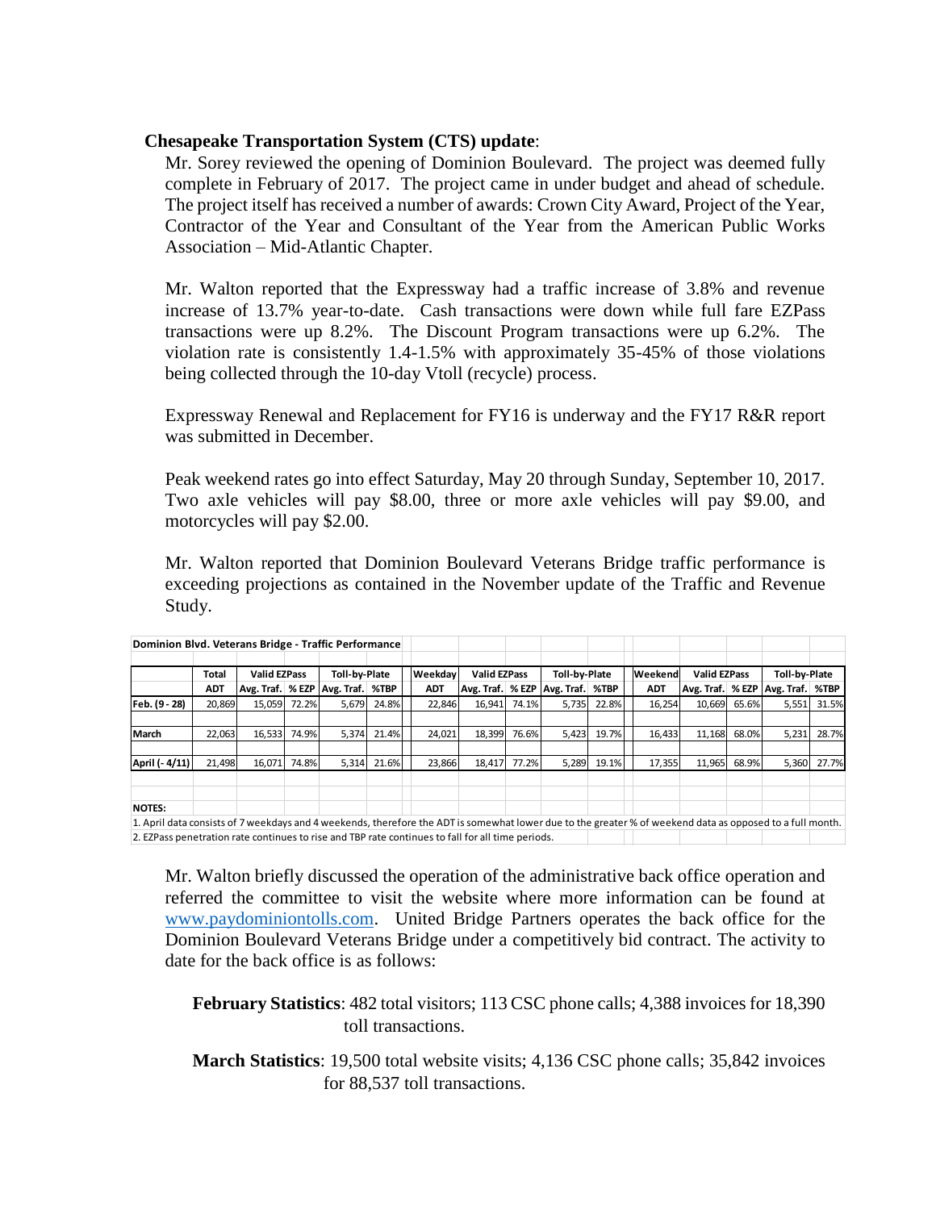**Chesapeake Transportation System (CTS) update**:

Mr. Sorey reviewed the opening of Dominion Boulevard. The project was deemed fully complete in February of 2017. The project came in under budget and ahead of schedule. The project itself has received a number of awards: Crown City Award, Project of the Year, Contractor of the Year and Consultant of the Year from the American Public Works Association – Mid-Atlantic Chapter.

Mr. Walton reported that the Expressway had a traffic increase of 3.8% and revenue increase of 13.7% year-to-date. Cash transactions were down while full fare EZPass transactions were up 8.2%. The Discount Program transactions were up 6.2%. The violation rate is consistently 1.4-1.5% with approximately 35-45% of those violations being collected through the 10-day Vtoll (recycle) process.

Expressway Renewal and Replacement for FY16 is underway and the FY17 R&R report was submitted in December.

Peak weekend rates go into effect Saturday, May 20 through Sunday, September 10, 2017. Two axle vehicles will pay $8.00, three or more axle vehicles will pay $9.00, and motorcycles will pay $2.00.

Mr. Walton reported that Dominion Boulevard Veterans Bridge traffic performance is exceeding projections as contained in the November update of the Traffic and Revenue Study.

**Dominion Blvd. Veterans Bridge - Traffic Performance**

| | Total | Valid EZPass | | Toll-by-Plate | | Weekday | Valid EZPass | | Toll-by-Plate | | Weekend | Valid EZPass | | Toll-by-Plate | |
|---|---|---|---|---|---|---|---|---|---|---|---|---|---|---|---|
| | ADT | Avg. Traf. | % EZP | Avg. Traf. | %TBP | ADT | Avg. Traf. | % EZP | Avg. Traf. | %TBP | ADT | Avg. Traf. | % EZP | Avg. Traf. | %TBP |
| Feb. (9 - 28) | 20,869 | 15,059 | 72.2% | 5,679 | 24.8% | 22,846 | 16,941 | 74.1% | 5,735 | 22.8% | 16,254 | 10,669 | 65.6% | 5,551 | 31.5% |
| March | 22,063 | 16,533 | 74.9% | 5,374 | 21.4% | 24,021 | 18,399 | 76.6% | 5,423 | 19.7% | 16,433 | 11,168 | 68.0% | 5,231 | 28.7% |
| April (- 4/11) | 21,498 | 16,071 | 74.8% | 5,314 | 21.6% | 23,866 | 18,417 | 77.2% | 5,289 | 19.1% | 17,355 | 11,965 | 68.9% | 5,360 | 27.7% |

**NOTES:**
1. April data consists of 7 weekdays and 4 weekends, therefore the ADT is somewhat lower due to the greater % of weekend data as opposed to a full month.
2. EZPass penetration rate continues to rise and TBP rate continues to fall for all time periods.

Mr. Walton briefly discussed the operation of the administrative back office operation and referred the committee to visit the website where more information can be found at www.paydominiontolls.com. United Bridge Partners operates the back office for the Dominion Boulevard Veterans Bridge under a competitively bid contract. The activity to date for the back office is as follows:

**February Statistics**: 482 total visitors; 113 CSC phone calls; 4,388 invoices for 18,390 toll transactions.

**March Statistics**: 19,500 total website visits; 4,136 CSC phone calls; 35,842 invoices for 88,537 toll transactions.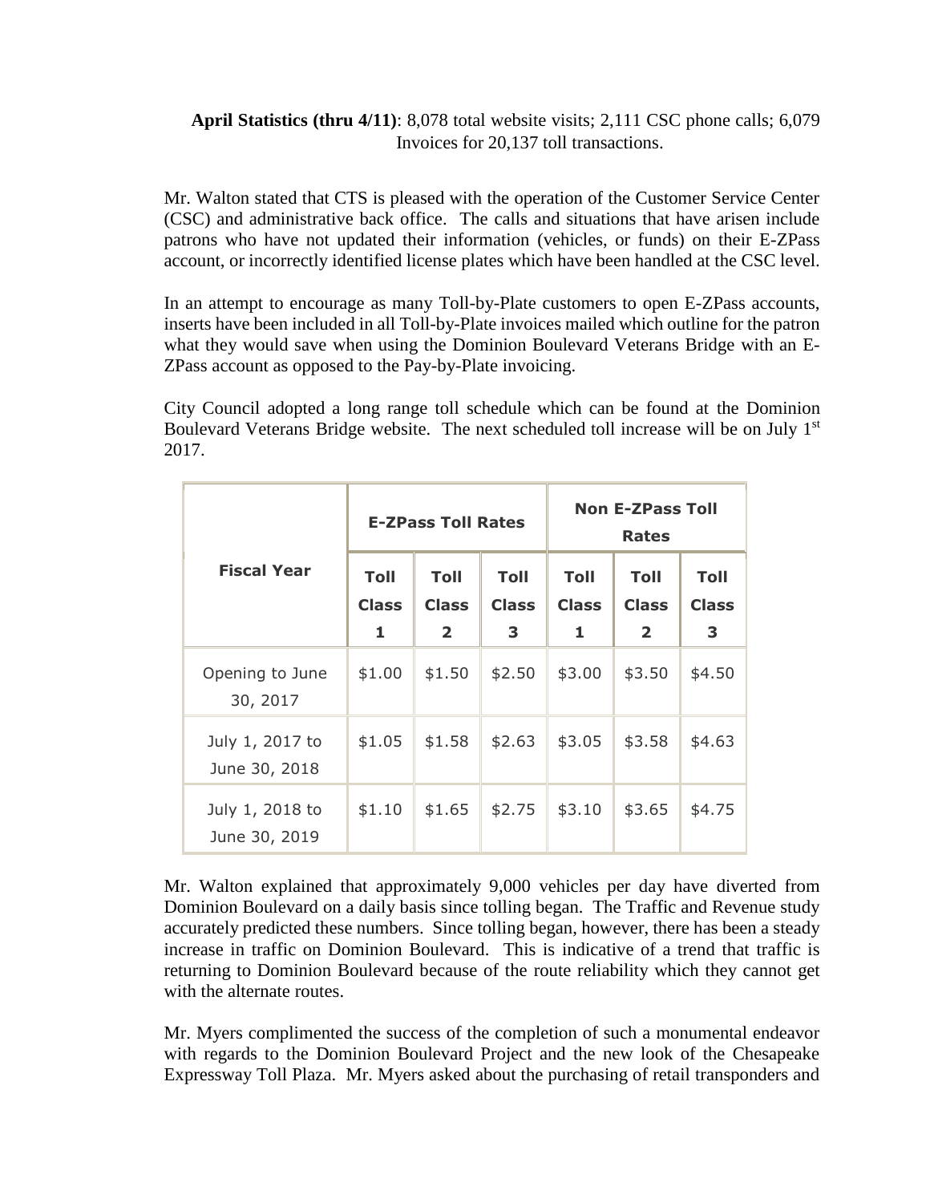**April Statistics (thru 4/11)**: 8,078 total website visits; 2,111 CSC phone calls; 6,079 Invoices for 20,137 toll transactions.

Mr. Walton stated that CTS is pleased with the operation of the Customer Service Center (CSC) and administrative back office. The calls and situations that have arisen include patrons who have not updated their information (vehicles, or funds) on their E-ZPass account, or incorrectly identified license plates which have been handled at the CSC level.

In an attempt to encourage as many Toll-by-Plate customers to open E-ZPass accounts, inserts have been included in all Toll-by-Plate invoices mailed which outline for the patron what they would save when using the Dominion Boulevard Veterans Bridge with an E-ZPass account as opposed to the Pay-by-Plate invoicing.

City Council adopted a long range toll schedule which can be found at the Dominion Boulevard Veterans Bridge website. The next scheduled toll increase will be on July 1st 2017.

| Fiscal Year | E-ZPass Toll Rates | | | Non E-ZPass Toll Rates | | |
|---|---|---|---|---|---|---|
| | Toll Class 1 | Toll Class 2 | Toll Class 3 | Toll Class 1 | Toll Class 2 | Toll Class 3 |
| Opening to June 30, 2017 | $1.00 | $1.50 | $2.50 | $3.00 | $3.50 | $4.50 |
| July 1, 2017 to June 30, 2018 | $1.05 | $1.58 | $2.63 | $3.05 | $3.58 | $4.63 |
| July 1, 2018 to June 30, 2019 | $1.10 | $1.65 | $2.75 | $3.10 | $3.65 | $4.75 |

Mr. Walton explained that approximately 9,000 vehicles per day have diverted from Dominion Boulevard on a daily basis since tolling began. The Traffic and Revenue study accurately predicted these numbers. Since tolling began, however, there has been a steady increase in traffic on Dominion Boulevard. This is indicative of a trend that traffic is returning to Dominion Boulevard because of the route reliability which they cannot get with the alternate routes.

Mr. Myers complimented the success of the completion of such a monumental endeavor with regards to the Dominion Boulevard Project and the new look of the Chesapeake Expressway Toll Plaza. Mr. Myers asked about the purchasing of retail transponders and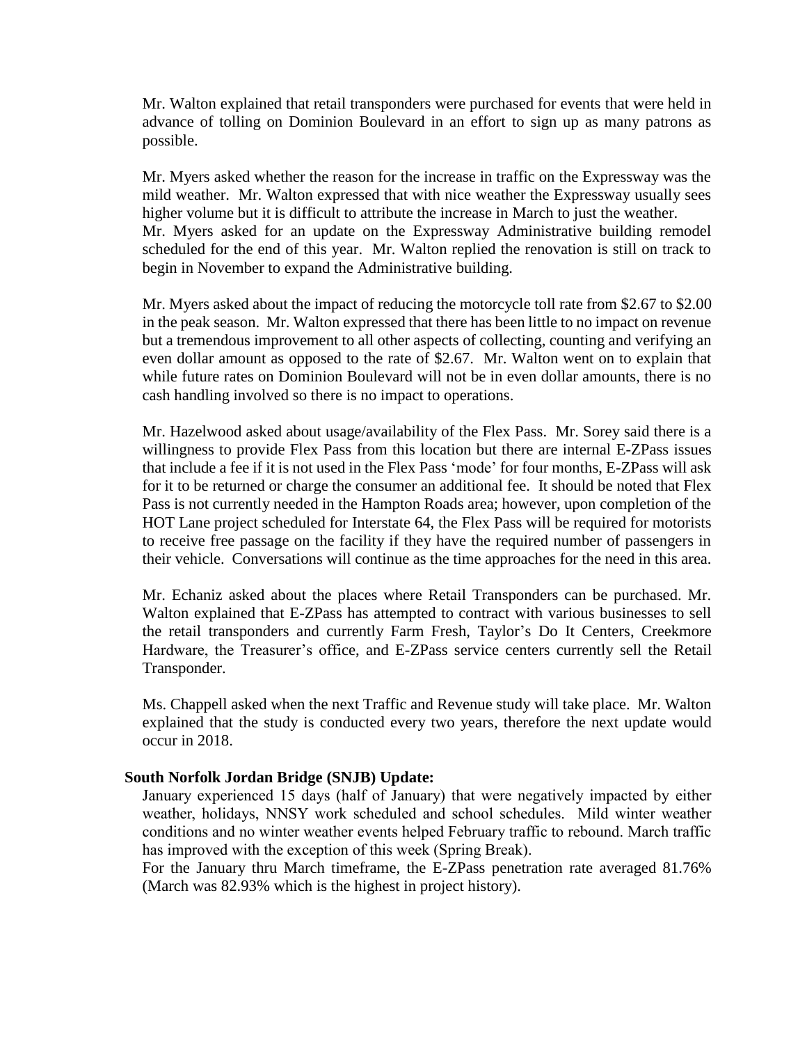Mr. Walton explained that retail transponders were purchased for events that were held in advance of tolling on Dominion Boulevard in an effort to sign up as many patrons as possible.

Mr. Myers asked whether the reason for the increase in traffic on the Expressway was the mild weather. Mr. Walton expressed that with nice weather the Expressway usually sees higher volume but it is difficult to attribute the increase in March to just the weather. Mr. Myers asked for an update on the Expressway Administrative building remodel scheduled for the end of this year. Mr. Walton replied the renovation is still on track to begin in November to expand the Administrative building.

Mr. Myers asked about the impact of reducing the motorcycle toll rate from $2.67 to $2.00 in the peak season. Mr. Walton expressed that there has been little to no impact on revenue but a tremendous improvement to all other aspects of collecting, counting and verifying an even dollar amount as opposed to the rate of $2.67. Mr. Walton went on to explain that while future rates on Dominion Boulevard will not be in even dollar amounts, there is no cash handling involved so there is no impact to operations.

Mr. Hazelwood asked about usage/availability of the Flex Pass. Mr. Sorey said there is a willingness to provide Flex Pass from this location but there are internal E-ZPass issues that include a fee if it is not used in the Flex Pass 'mode' for four months, E-ZPass will ask for it to be returned or charge the consumer an additional fee. It should be noted that Flex Pass is not currently needed in the Hampton Roads area; however, upon completion of the HOT Lane project scheduled for Interstate 64, the Flex Pass will be required for motorists to receive free passage on the facility if they have the required number of passengers in their vehicle. Conversations will continue as the time approaches for the need in this area.

Mr. Echaniz asked about the places where Retail Transponders can be purchased. Mr. Walton explained that E-ZPass has attempted to contract with various businesses to sell the retail transponders and currently Farm Fresh, Taylor's Do It Centers, Creekmore Hardware, the Treasurer's office, and E-ZPass service centers currently sell the Retail Transponder.

Ms. Chappell asked when the next Traffic and Revenue study will take place. Mr. Walton explained that the study is conducted every two years, therefore the next update would occur in 2018.

**South Norfolk Jordan Bridge (SNJB) Update:**

January experienced 15 days (half of January) that were negatively impacted by either weather, holidays, NNSY work scheduled and school schedules. Mild winter weather conditions and no winter weather events helped February traffic to rebound. March traffic has improved with the exception of this week (Spring Break).

For the January thru March timeframe, the E-ZPass penetration rate averaged 81.76% (March was 82.93% which is the highest in project history).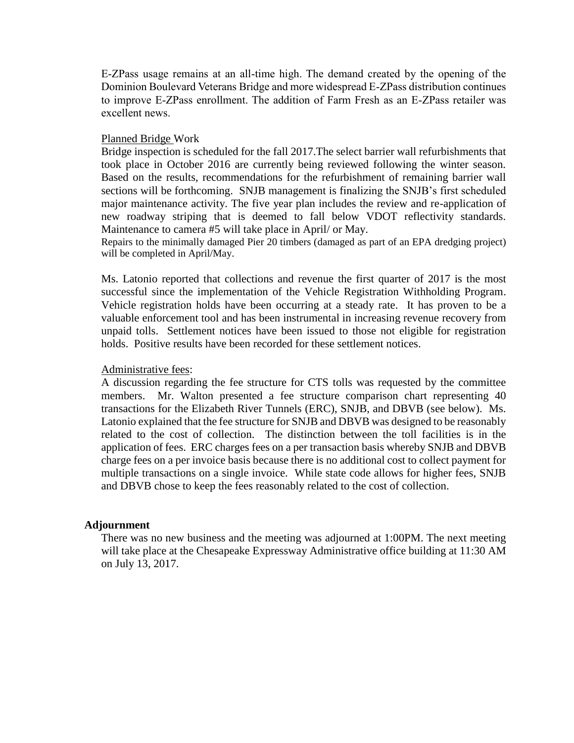E-ZPass usage remains at an all-time high. The demand created by the opening of the Dominion Boulevard Veterans Bridge and more widespread E-ZPass distribution continues to improve E-ZPass enrollment. The addition of Farm Fresh as an E-ZPass retailer was excellent news.

Planned Bridge Work

Bridge inspection is scheduled for the fall 2017.The select barrier wall refurbishments that took place in October 2016 are currently being reviewed following the winter season. Based on the results, recommendations for the refurbishment of remaining barrier wall sections will be forthcoming. SNJB management is finalizing the SNJB's first scheduled major maintenance activity. The five year plan includes the review and re-application of new roadway striping that is deemed to fall below VDOT reflectivity standards. Maintenance to camera #5 will take place in April/ or May.

Repairs to the minimally damaged Pier 20 timbers (damaged as part of an EPA dredging project) will be completed in April/May.

Ms. Latonio reported that collections and revenue the first quarter of 2017 is the most successful since the implementation of the Vehicle Registration Withholding Program. Vehicle registration holds have been occurring at a steady rate. It has proven to be a valuable enforcement tool and has been instrumental in increasing revenue recovery from unpaid tolls. Settlement notices have been issued to those not eligible for registration holds. Positive results have been recorded for these settlement notices.

Administrative fees:

A discussion regarding the fee structure for CTS tolls was requested by the committee members. Mr. Walton presented a fee structure comparison chart representing 40 transactions for the Elizabeth River Tunnels (ERC), SNJB, and DBVB (see below). Ms. Latonio explained that the fee structure for SNJB and DBVB was designed to be reasonably related to the cost of collection. The distinction between the toll facilities is in the application of fees. ERC charges fees on a per transaction basis whereby SNJB and DBVB charge fees on a per invoice basis because there is no additional cost to collect payment for multiple transactions on a single invoice. While state code allows for higher fees, SNJB and DBVB chose to keep the fees reasonably related to the cost of collection.

**Adjournment**

There was no new business and the meeting was adjourned at 1:00PM. The next meeting will take place at the Chesapeake Expressway Administrative office building at 11:30 AM on July 13, 2017.